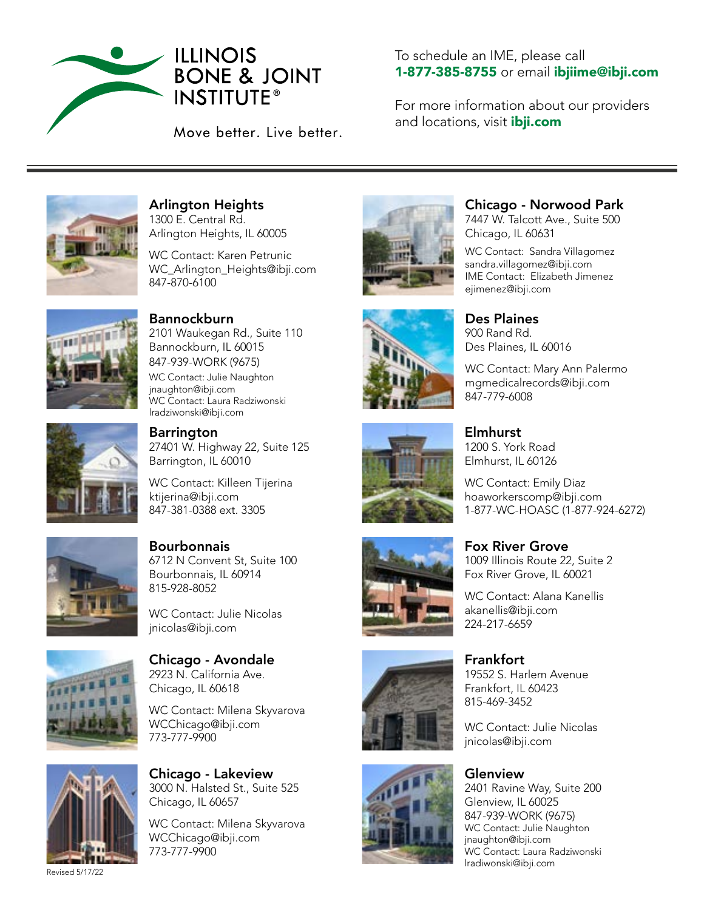# ILLINOIS BONE & JOINT INSTITUTE®

Move better. Live better.

To schedule an IME, please call **1-877-385-8755** or email **ibjiime@ibji.com**

For more information about our providers and locations, visit **ibji.com**

---

### Arlington Heights
1300 E. Central Rd.
Arlington Heights, IL 60005

WC Contact: Karen Petrunic
WC_Arlington_Heights@ibji.com
847-870-6100

### Bannockburn
2101 Waukegan Rd., Suite 110
Bannockburn, IL 60015
847-939-WORK (9675)
WC Contact: Julie Naughton
jnaughton@ibji.com
WC Contact: Laura Radziwonski
lradziwonski@ibji.com

### Barrington
27401 W. Highway 22, Suite 125
Barrington, IL 60010

WC Contact: Killeen Tijerina
ktijerina@ibji.com
847-381-0388 ext. 3305

### Bourbonnais
6712 N Convent St, Suite 100
Bourbonnais, IL 60914
815-928-8052

WC Contact: Julie Nicolas
jnicolas@ibji.com

### Chicago - Avondale
2923 N. California Ave.
Chicago, IL 60618

WC Contact: Milena Skyvarova
WCChicago@ibji.com
773-777-9900

### Chicago - Lakeview
3000 N. Halsted St., Suite 525
Chicago, IL 60657

WC Contact: Milena Skyvarova
WCChicago@ibji.com
773-777-9900

### Chicago - Norwood Park
7447 W. Talcott Ave., Suite 500
Chicago, IL 60631

WC Contact: Sandra Villagomez
sandra.villagomez@ibji.com
IME Contact: Elizabeth Jimenez
ejimenez@ibji.com

### Des Plaines
900 Rand Rd.
Des Plaines, IL 60016

WC Contact: Mary Ann Palermo
mgmedicalrecords@ibji.com
847-779-6008

### Elmhurst
1200 S. York Road
Elmhurst, IL 60126

WC Contact: Emily Diaz
hoaworkerscomp@ibji.com
1-877-WC-HOASC (1-877-924-6272)

### Fox River Grove
1009 Illinois Route 22, Suite 2
Fox River Grove, IL 60021

WC Contact: Alana Kanellis
akanellis@ibji.com
224-217-6659

### Frankfort
19552 S. Harlem Avenue
Frankfort, IL 60423
815-469-3452

WC Contact: Julie Nicolas
jnicolas@ibji.com

### Glenview
2401 Ravine Way, Suite 200
Glenview, IL 60025
847-939-WORK (9675)
WC Contact: Julie Naughton
jnaughton@ibji.com
WC Contact: Laura Radziwonski
lradiwonski@ibji.com

Revised 5/17/22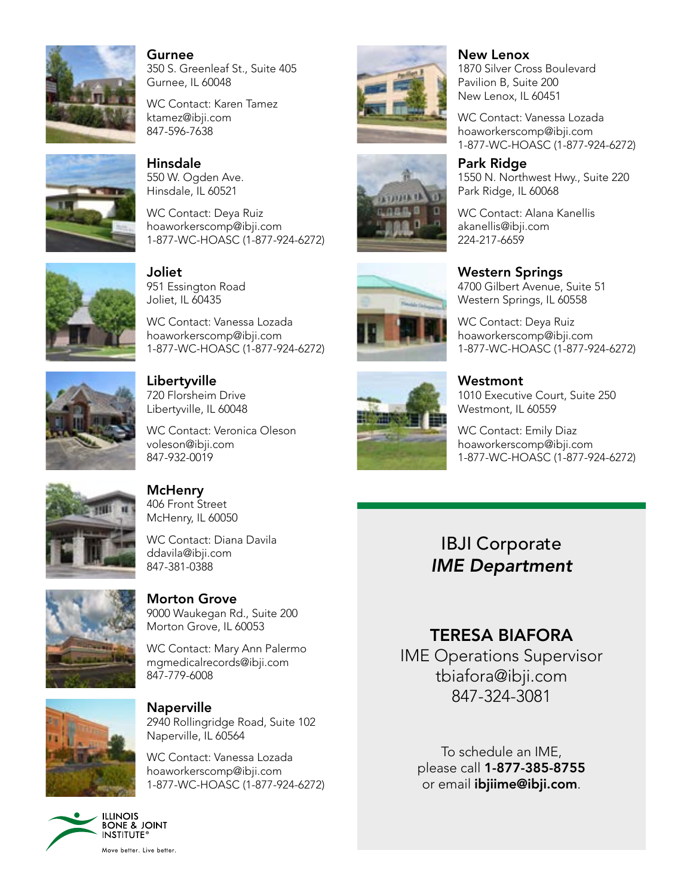**Gurnee**
350 S. Greenleaf St., Suite 405
Gurnee, IL 60048

WC Contact: Karen Tamez
ktamez@ibji.com
847-596-7638

**Hinsdale**
550 W. Ogden Ave.
Hinsdale, IL 60521

WC Contact: Deya Ruiz
hoaworkerscomp@ibji.com
1-877-WC-HOASC (1-877-924-6272)

**Joliet**
951 Essington Road
Joliet, IL 60435

WC Contact: Vanessa Lozada
hoaworkerscomp@ibji.com
1-877-WC-HOASC (1-877-924-6272)

**Libertyville**
720 Florsheim Drive
Libertyville, IL 60048

WC Contact: Veronica Oleson
voleson@ibji.com
847-932-0019

**McHenry**
406 Front Street
McHenry, IL 60050

WC Contact: Diana Davila
ddavila@ibji.com
847-381-0388

**Morton Grove**
9000 Waukegan Rd., Suite 200
Morton Grove, IL 60053

WC Contact: Mary Ann Palermo
mgmedicalrecords@ibji.com
847-779-6008

**Naperville**
2940 Rollingridge Road, Suite 102
Naperville, IL 60564

WC Contact: Vanessa Lozada
hoaworkerscomp@ibji.com
1-877-WC-HOASC (1-877-924-6272)

**New Lenox**
1870 Silver Cross Boulevard
Pavilion B, Suite 200
New Lenox, IL 60451

WC Contact: Vanessa Lozada
hoaworkerscomp@ibji.com
1-877-WC-HOASC (1-877-924-6272)

**Park Ridge**
1550 N. Northwest Hwy., Suite 220
Park Ridge, IL 60068

WC Contact: Alana Kanellis
akanellis@ibji.com
224-217-6659

**Western Springs**
4700 Gilbert Avenue, Suite 51
Western Springs, IL 60558

WC Contact: Deya Ruiz
hoaworkerscomp@ibji.com
1-877-WC-HOASC (1-877-924-6272)

**Westmont**
1010 Executive Court, Suite 250
Westmont, IL 60559

WC Contact: Emily Diaz
hoaworkerscomp@ibji.com
1-877-WC-HOASC (1-877-924-6272)

## IBJI Corporate
## *IME Department*

**TERESA BIAFORA**
IME Operations Supervisor
tbiafora@ibji.com
847-324-3081

To schedule an IME,
please call **1-877-385-8755**
or email **ibjiime@ibji.com**.

ILLINOIS BONE & JOINT INSTITUTE®
Move better. Live better.